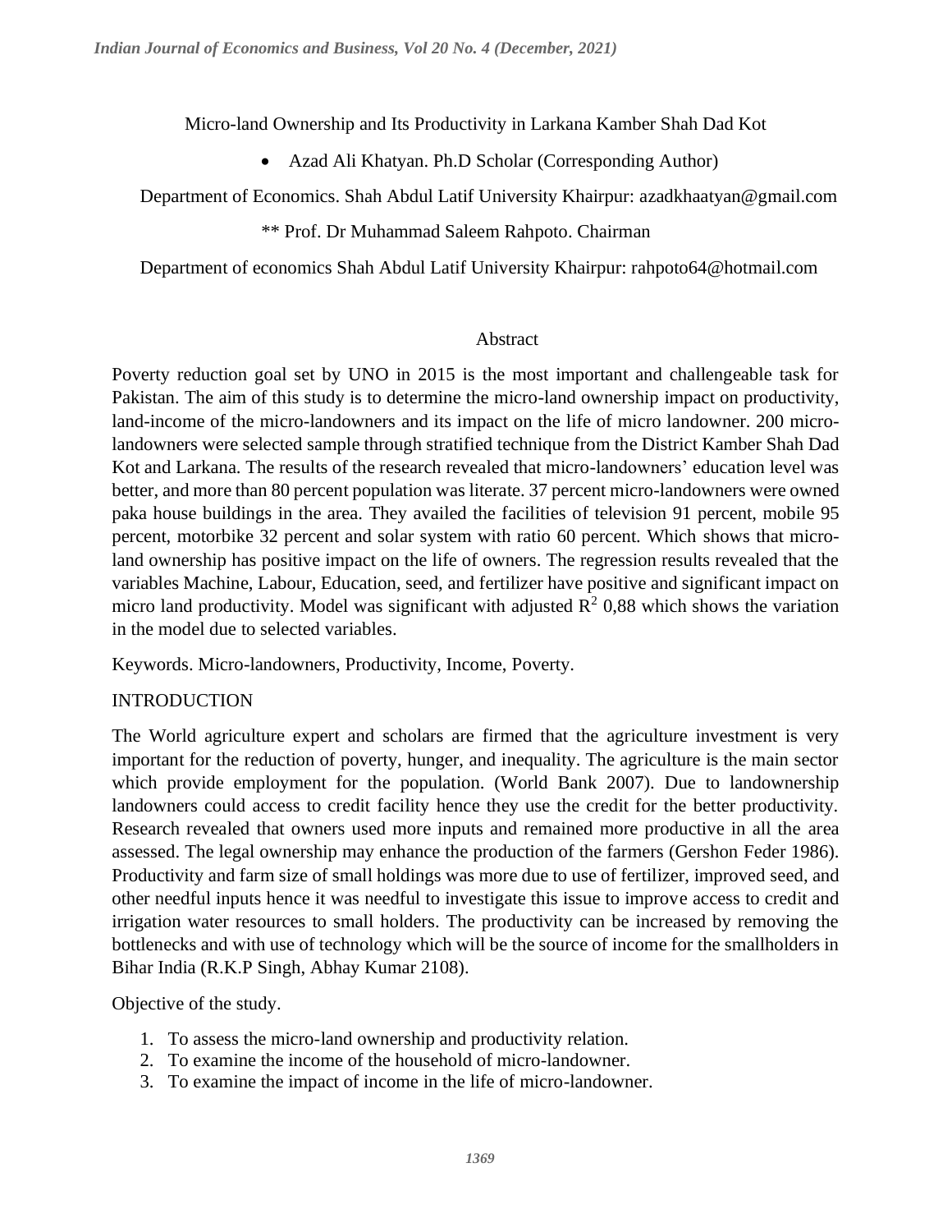# Micro-land Ownership and Its Productivity in Larkana Kamber Shah Dad Kot

- Azad Ali Khatyan. Ph.D Scholar (Corresponding Author)

Department of Economics. Shah Abdul Latif University Khairpur: azadkhaatyan@gmail.com

** Prof. Dr Muhammad Saleem Rahpoto. Chairman

Department of economics Shah Abdul Latif University Khairpur: rahpoto64@hotmail.com

## Abstract

Poverty reduction goal set by UNO in 2015 is the most important and challengeable task for Pakistan. The aim of this study is to determine the micro-land ownership impact on productivity, land-income of the micro-landowners and its impact on the life of micro landowner. 200 micro-landowners were selected sample through stratified technique from the District Kamber Shah Dad Kot and Larkana. The results of the research revealed that micro-landowners' education level was better, and more than 80 percent population was literate. 37 percent micro-landowners were owned paka house buildings in the area. They availed the facilities of television 91 percent, mobile 95 percent, motorbike 32 percent and solar system with ratio 60 percent. Which shows that micro-land ownership has positive impact on the life of owners. The regression results revealed that the variables Machine, Labour, Education, seed, and fertilizer have positive and significant impact on micro land productivity. Model was significant with adjusted $R^2$ 0,88 which shows the variation in the model due to selected variables.

Keywords. Micro-landowners, Productivity, Income, Poverty.

## INTRODUCTION

The World agriculture expert and scholars are firmed that the agriculture investment is very important for the reduction of poverty, hunger, and inequality. The agriculture is the main sector which provide employment for the population. (World Bank 2007). Due to landownership landowners could access to credit facility hence they use the credit for the better productivity. Research revealed that owners used more inputs and remained more productive in all the area assessed. The legal ownership may enhance the production of the farmers (Gershon Feder 1986). Productivity and farm size of small holdings was more due to use of fertilizer, improved seed, and other needful inputs hence it was needful to investigate this issue to improve access to credit and irrigation water resources to small holders. The productivity can be increased by removing the bottlenecks and with use of technology which will be the source of income for the smallholders in Bihar India (R.K.P Singh, Abhay Kumar 2108).

Objective of the study.

1. To assess the micro-land ownership and productivity relation.
2. To examine the income of the household of micro-landowner.
3. To examine the impact of income in the life of micro-landowner.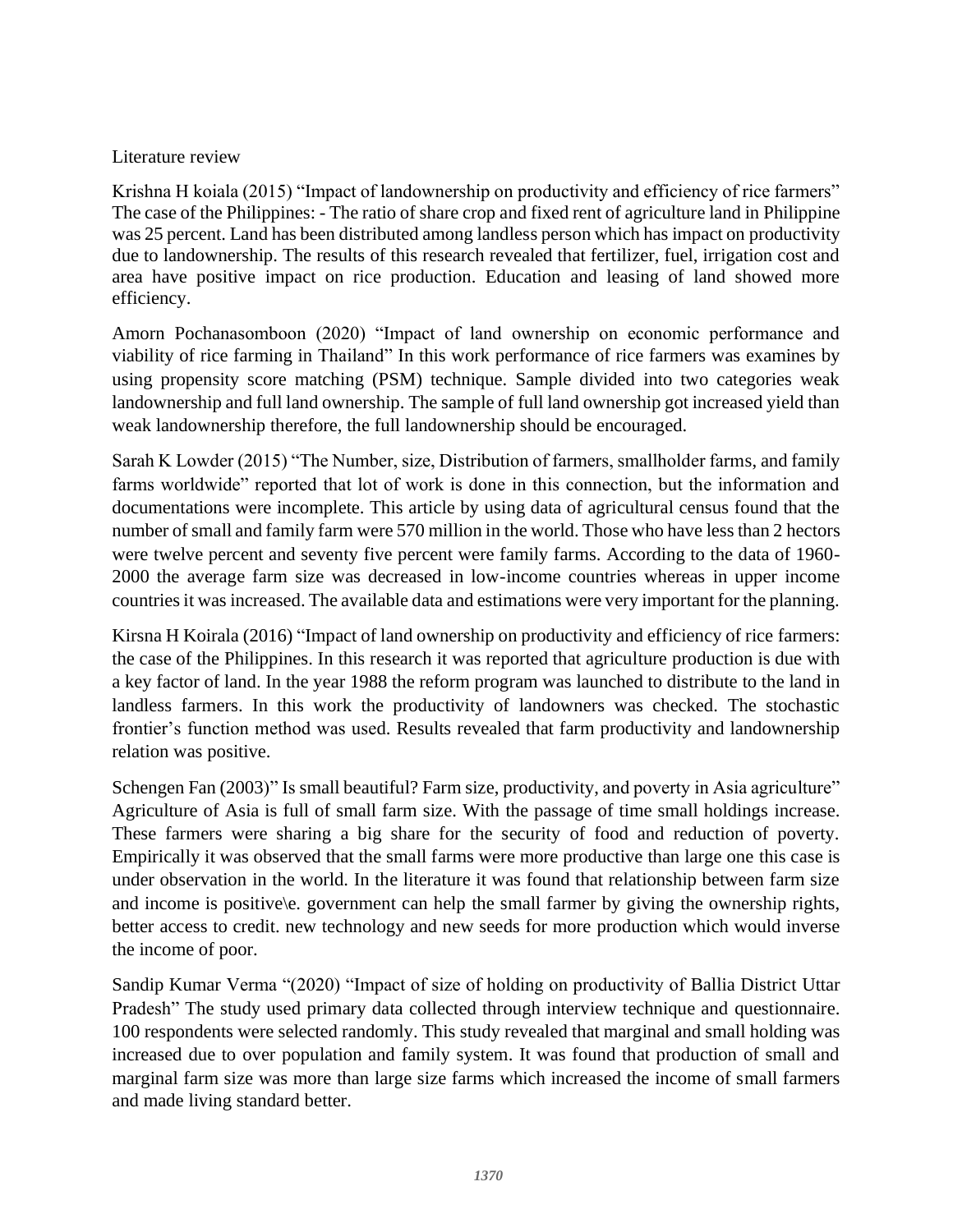Literature review

Krishna H koiala (2015) "Impact of landownership on productivity and efficiency of rice farmers" The case of the Philippines: - The ratio of share crop and fixed rent of agriculture land in Philippine was 25 percent. Land has been distributed among landless person which has impact on productivity due to landownership. The results of this research revealed that fertilizer, fuel, irrigation cost and area have positive impact on rice production. Education and leasing of land showed more efficiency.

Amorn Pochanasomboon (2020) "Impact of land ownership on economic performance and viability of rice farming in Thailand" In this work performance of rice farmers was examines by using propensity score matching (PSM) technique. Sample divided into two categories weak landownership and full land ownership. The sample of full land ownership got increased yield than weak landownership therefore, the full landownership should be encouraged.

Sarah K Lowder (2015) "The Number, size, Distribution of farmers, smallholder farms, and family farms worldwide" reported that lot of work is done in this connection, but the information and documentations were incomplete. This article by using data of agricultural census found that the number of small and family farm were 570 million in the world. Those who have less than 2 hectors were twelve percent and seventy five percent were family farms. According to the data of 1960-2000 the average farm size was decreased in low-income countries whereas in upper income countries it was increased. The available data and estimations were very important for the planning.

Kirsna H Koirala (2016) "Impact of land ownership on productivity and efficiency of rice farmers: the case of the Philippines. In this research it was reported that agriculture production is due with a key factor of land. In the year 1988 the reform program was launched to distribute to the land in landless farmers. In this work the productivity of landowners was checked. The stochastic frontier's function method was used. Results revealed that farm productivity and landownership relation was positive.

Schengen Fan (2003)" Is small beautiful? Farm size, productivity, and poverty in Asia agriculture" Agriculture of Asia is full of small farm size. With the passage of time small holdings increase. These farmers were sharing a big share for the security of food and reduction of poverty. Empirically it was observed that the small farms were more productive than large one this case is under observation in the world. In the literature it was found that relationship between farm size and income is positive\e. government can help the small farmer by giving the ownership rights, better access to credit. new technology and new seeds for more production which would inverse the income of poor.

Sandip Kumar Verma "(2020) "Impact of size of holding on productivity of Ballia District Uttar Pradesh" The study used primary data collected through interview technique and questionnaire. 100 respondents were selected randomly. This study revealed that marginal and small holding was increased due to over population and family system. It was found that production of small and marginal farm size was more than large size farms which increased the income of small farmers and made living standard better.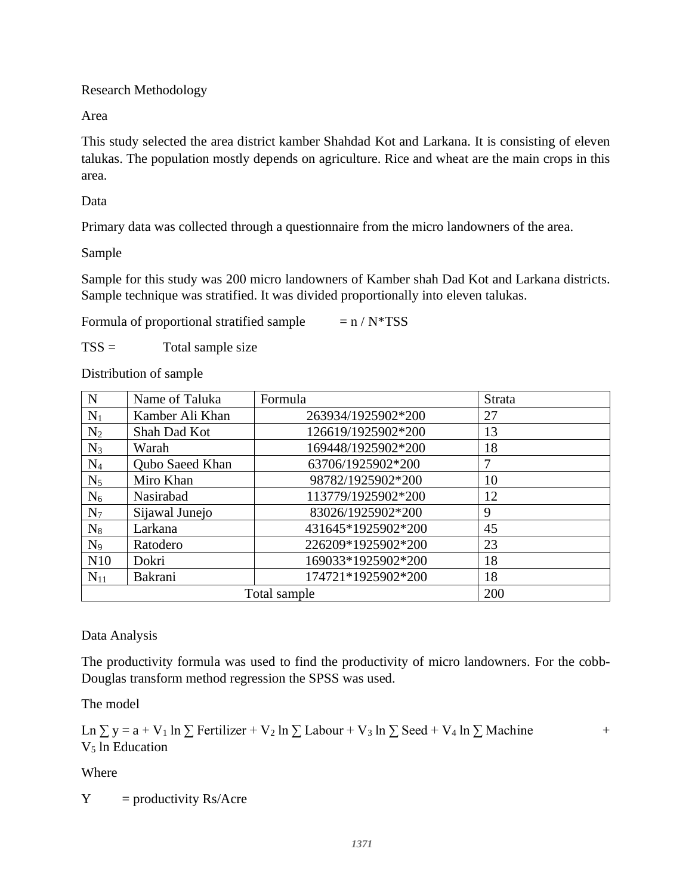Research Methodology

Area

This study selected the area district kamber Shahdad Kot and Larkana. It is consisting of eleven talukas. The population mostly depends on agriculture. Rice and wheat are the main crops in this area.

Data

Primary data was collected through a questionnaire from the micro landowners of the area.

Sample

Sample for this study was 200 micro landowners of Kamber shah Dad Kot and Larkana districts. Sample technique was stratified. It was divided proportionally into eleven talukas.

Formula of proportional stratified sample = n / N*TSS

TSS = Total sample size

Distribution of sample

| N | Name of Taluka | Formula | Strata |
|---|---|---|---|
| $N_1$ | Kamber Ali Khan | 263934/1925902*200 | 27 |
| $N_2$ | Shah Dad Kot | 126619/1925902*200 | 13 |
| $N_3$ | Warah | 169448/1925902*200 | 18 |
| $N_4$ | Qubo Saeed Khan | 63706/1925902*200 | 7 |
| $N_5$ | Miro Khan | 98782/1925902*200 | 10 |
| $N_6$ | Nasirabad | 113779/1925902*200 | 12 |
| $N_7$ | Sijawal Junejo | 83026/1925902*200 | 9 |
| $N_8$ | Larkana | 431645*1925902*200 | 45 |
| $N_9$ | Ratodero | 226209*1925902*200 | 23 |
| N10 | Dokri | 169033*1925902*200 | 18 |
| $N_{11}$ | Bakrani | 174721*1925902*200 | 18 |
| Total sample | | | 200 |

Data Analysis

The productivity formula was used to find the productivity of micro landowners. For the cobb-Douglas transform method regression the SPSS was used.

The model

$$\text{Ln} \sum y = a + V_1 \ln \sum \text{Fertilizer} + V_2 \ln \sum \text{Labour} + V_3 \ln \sum \text{Seed} + V_4 \ln \sum \text{Machine} + V_5 \ln \text{Education}$$

Where

Y = productivity Rs/Acre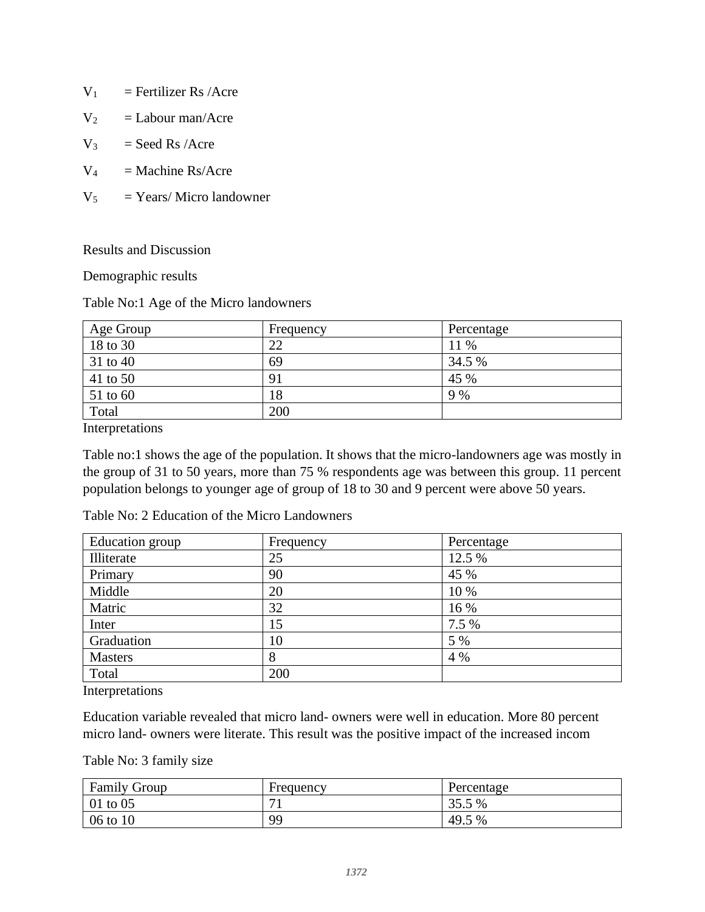$V_1$ = Fertilizer Rs /Acre

$V_2$ = Labour man/Acre

$V_3$ = Seed Rs /Acre

$V_4$ = Machine Rs/Acre

$V_5$ = Years/ Micro landowner

Results and Discussion

Demographic results

Table No:1 Age of the Micro landowners

| Age Group | Frequency | Percentage |
|---|---|---|
| 18 to 30 | 22 | 11 % |
| 31 to 40 | 69 | 34.5 % |
| 41 to 50 | 91 | 45 % |
| 51 to 60 | 18 | 9 % |
| Total | 200 | |

Interpretations

Table no:1 shows the age of the population. It shows that the micro-landowners age was mostly in the group of 31 to 50 years, more than 75 % respondents age was between this group. 11 percent population belongs to younger age of group of 18 to 30 and 9 percent were above 50 years.

Table No: 2 Education of the Micro Landowners

| Education group | Frequency | Percentage |
|---|---|---|
| Illiterate | 25 | 12.5 % |
| Primary | 90 | 45 % |
| Middle | 20 | 10 % |
| Matric | 32 | 16 % |
| Inter | 15 | 7.5 % |
| Graduation | 10 | 5 % |
| Masters | 8 | 4 % |
| Total | 200 | |

Interpretations

Education variable revealed that micro land- owners were well in education. More 80 percent micro land- owners were literate. This result was the positive impact of the increased incom

Table No: 3 family size

| Family Group | Frequency | Percentage |
|---|---|---|
| 01 to 05 | 71 | 35.5 % |
| 06 to 10 | 99 | 49.5 % |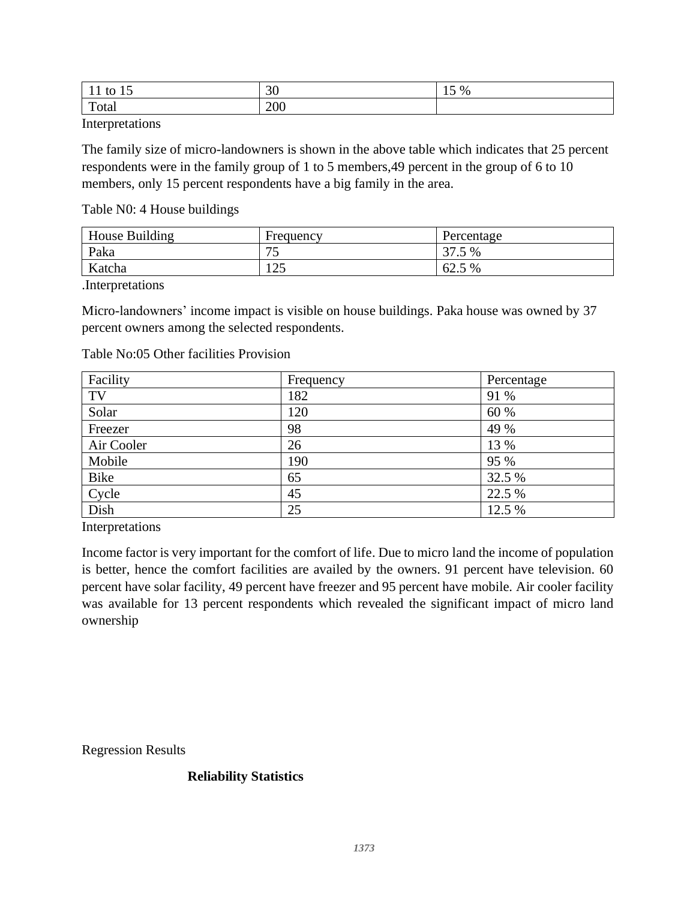| 11 to 15 | 30 | 15 % |
|---|---|---|
| Total | 200 | |

Interpretations

The family size of micro-landowners is shown in the above table which indicates that 25 percent respondents were in the family group of 1 to 5 members,49 percent in the group of 6 to 10 members, only 15 percent respondents have a big family in the area.

Table N0: 4 House buildings

| House Building | Frequency | Percentage |
|---|---|---|
| Paka | 75 | 37.5 % |
| Katcha | 125 | 62.5 % |

.Interpretations

Micro-landowners' income impact is visible on house buildings. Paka house was owned by 37 percent owners among the selected respondents.

Table No:05 Other facilities Provision

| Facility | Frequency | Percentage |
|---|---|---|
| TV | 182 | 91 % |
| Solar | 120 | 60 % |
| Freezer | 98 | 49 % |
| Air Cooler | 26 | 13 % |
| Mobile | 190 | 95 % |
| Bike | 65 | 32.5 % |
| Cycle | 45 | 22.5 % |
| Dish | 25 | 12.5 % |

Interpretations

Income factor is very important for the comfort of life. Due to micro land the income of population is better, hence the comfort facilities are availed by the owners. 91 percent have television. 60 percent have solar facility, 49 percent have freezer and 95 percent have mobile. Air cooler facility was available for 13 percent respondents which revealed the significant impact of micro land ownership

Regression Results

**Reliability Statistics**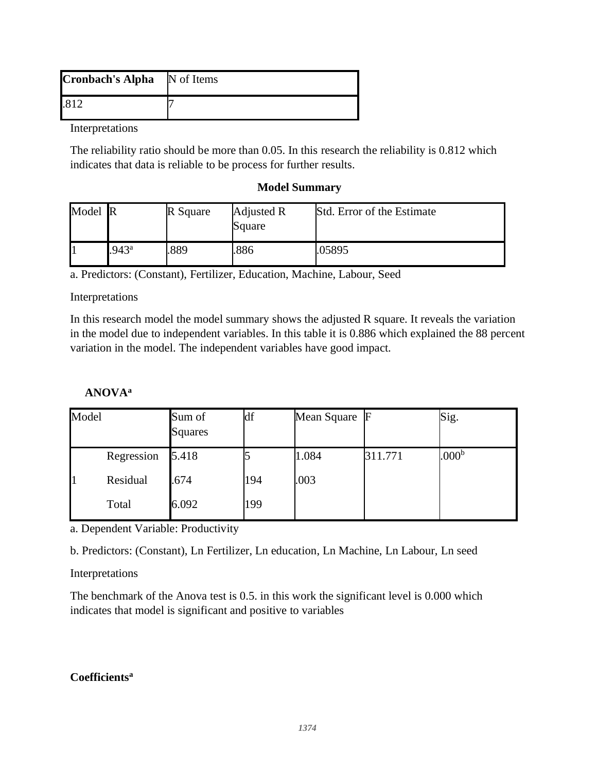| **Cronbach's Alpha** | N of Items |
|---|---|
| .812 | 7 |

Interpretations

The reliability ratio should be more than 0.05. In this research the reliability is 0.812 which indicates that data is reliable to be process for further results.

**Model Summary**

| Model | R | R Square | Adjusted R Square | Std. Error of the Estimate |
|---|---|---|---|---|
| 1 | .943[a] | .889 | .886 | .05895 |

a. Predictors: (Constant), Fertilizer, Education, Machine, Labour, Seed

Interpretations

In this research model the model summary shows the adjusted R square. It reveals the variation in the model due to independent variables. In this table it is 0.886 which explained the 88 percent variation in the model. The independent variables have good impact.

**ANOVA[a]**

| Model | | Sum of Squares | df | Mean Square | F | Sig. |
|---|---|---|---|---|---|---|
| | Regression | 5.418 | 5 | 1.084 | 311.771 | .000[b] |
| 1 | Residual | .674 | 194 | .003 | | |
| | Total | 6.092 | 199 | | | |

a. Dependent Variable: Productivity

b. Predictors: (Constant), Ln Fertilizer, Ln education, Ln Machine, Ln Labour, Ln seed

Interpretations

The benchmark of the Anova test is 0.5. in this work the significant level is 0.000 which indicates that model is significant and positive to variables

**Coefficients[a]**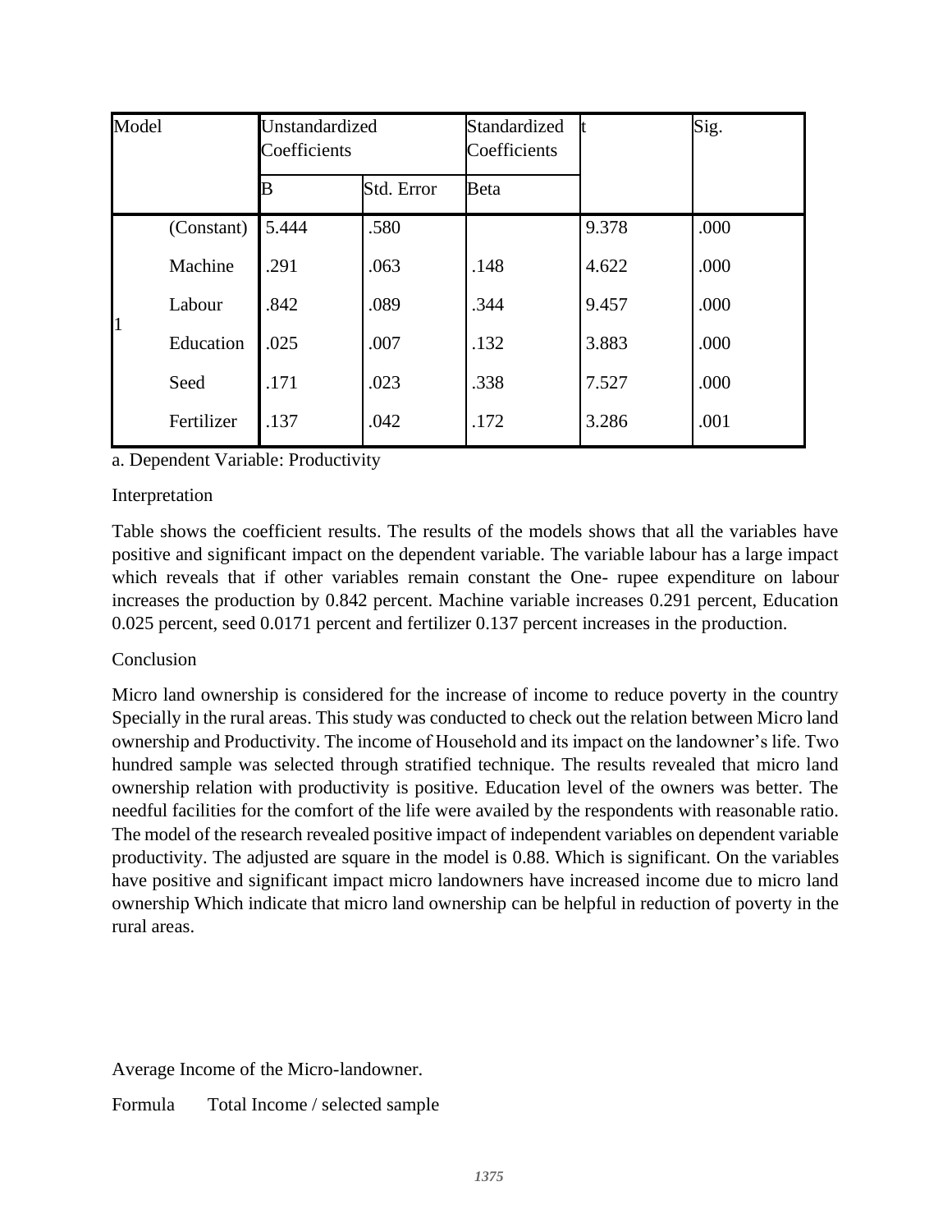| Model | | Unstandardized Coefficients | | Standardized Coefficients | t | Sig. |
|---|---|---|---|---|---|---|
| | | B | Std. Error | Beta | | |
| 1 | (Constant) | 5.444 | .580 | | 9.378 | .000 |
| | Machine | .291 | .063 | .148 | 4.622 | .000 |
| | Labour | .842 | .089 | .344 | 9.457 | .000 |
| | Education | .025 | .007 | .132 | 3.883 | .000 |
| | Seed | .171 | .023 | .338 | 7.527 | .000 |
| | Fertilizer | .137 | .042 | .172 | 3.286 | .001 |

a. Dependent Variable: Productivity

Interpretation

Table shows the coefficient results. The results of the models shows that all the variables have positive and significant impact on the dependent variable. The variable labour has a large impact which reveals that if other variables remain constant the One- rupee expenditure on labour increases the production by 0.842 percent. Machine variable increases 0.291 percent, Education 0.025 percent, seed 0.0171 percent and fertilizer 0.137 percent increases in the production.

Conclusion

Micro land ownership is considered for the increase of income to reduce poverty in the country Specially in the rural areas. This study was conducted to check out the relation between Micro land ownership and Productivity. The income of Household and its impact on the landowner's life. Two hundred sample was selected through stratified technique. The results revealed that micro land ownership relation with productivity is positive. Education level of the owners was better. The needful facilities for the comfort of the life were availed by the respondents with reasonable ratio. The model of the research revealed positive impact of independent variables on dependent variable productivity. The adjusted are square in the model is 0.88. Which is significant. On the variables have positive and significant impact micro landowners have increased income due to micro land ownership Which indicate that micro land ownership can be helpful in reduction of poverty in the rural areas.

Average Income of the Micro-landowner.

Formula Total Income / selected sample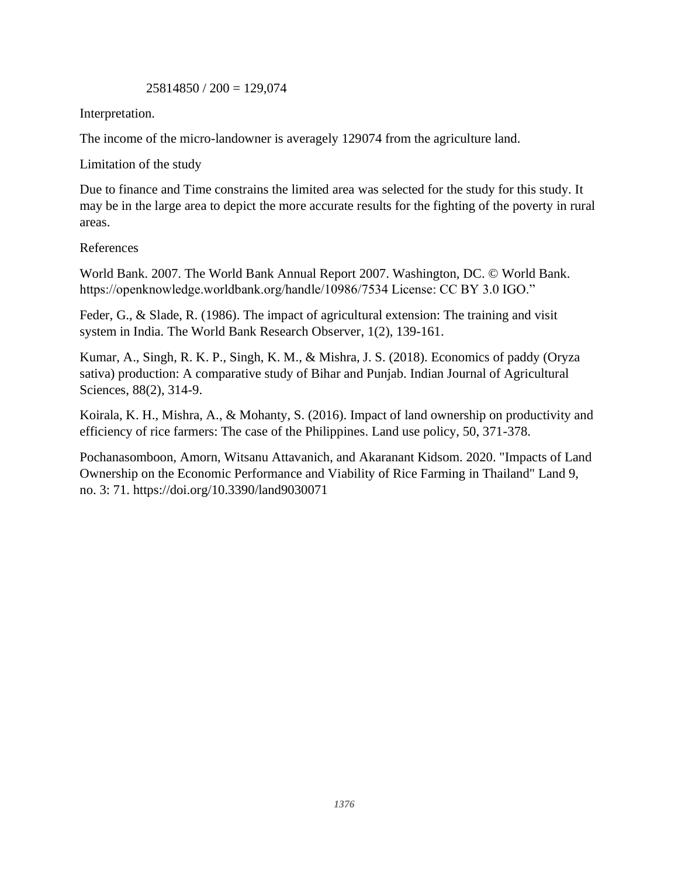25814850 / 200 = 129,074

Interpretation.

The income of the micro-landowner is averagely 129074 from the agriculture land.

Limitation of the study

Due to finance and Time constrains the limited area was selected for the study for this study. It may be in the large area to depict the more accurate results for the fighting of the poverty in rural areas.

References

World Bank. 2007. The World Bank Annual Report 2007. Washington, DC. © World Bank. https://openknowledge.worldbank.org/handle/10986/7534 License: CC BY 3.0 IGO."

Feder, G., & Slade, R. (1986). The impact of agricultural extension: The training and visit system in India. The World Bank Research Observer, 1(2), 139-161.

Kumar, A., Singh, R. K. P., Singh, K. M., & Mishra, J. S. (2018). Economics of paddy (Oryza sativa) production: A comparative study of Bihar and Punjab. Indian Journal of Agricultural Sciences, 88(2), 314-9.

Koirala, K. H., Mishra, A., & Mohanty, S. (2016). Impact of land ownership on productivity and efficiency of rice farmers: The case of the Philippines. Land use policy, 50, 371-378.

Pochanasomboon, Amorn, Witsanu Attavanich, and Akaranant Kidsom. 2020. "Impacts of Land Ownership on the Economic Performance and Viability of Rice Farming in Thailand" Land 9, no. 3: 71. https://doi.org/10.3390/land9030071